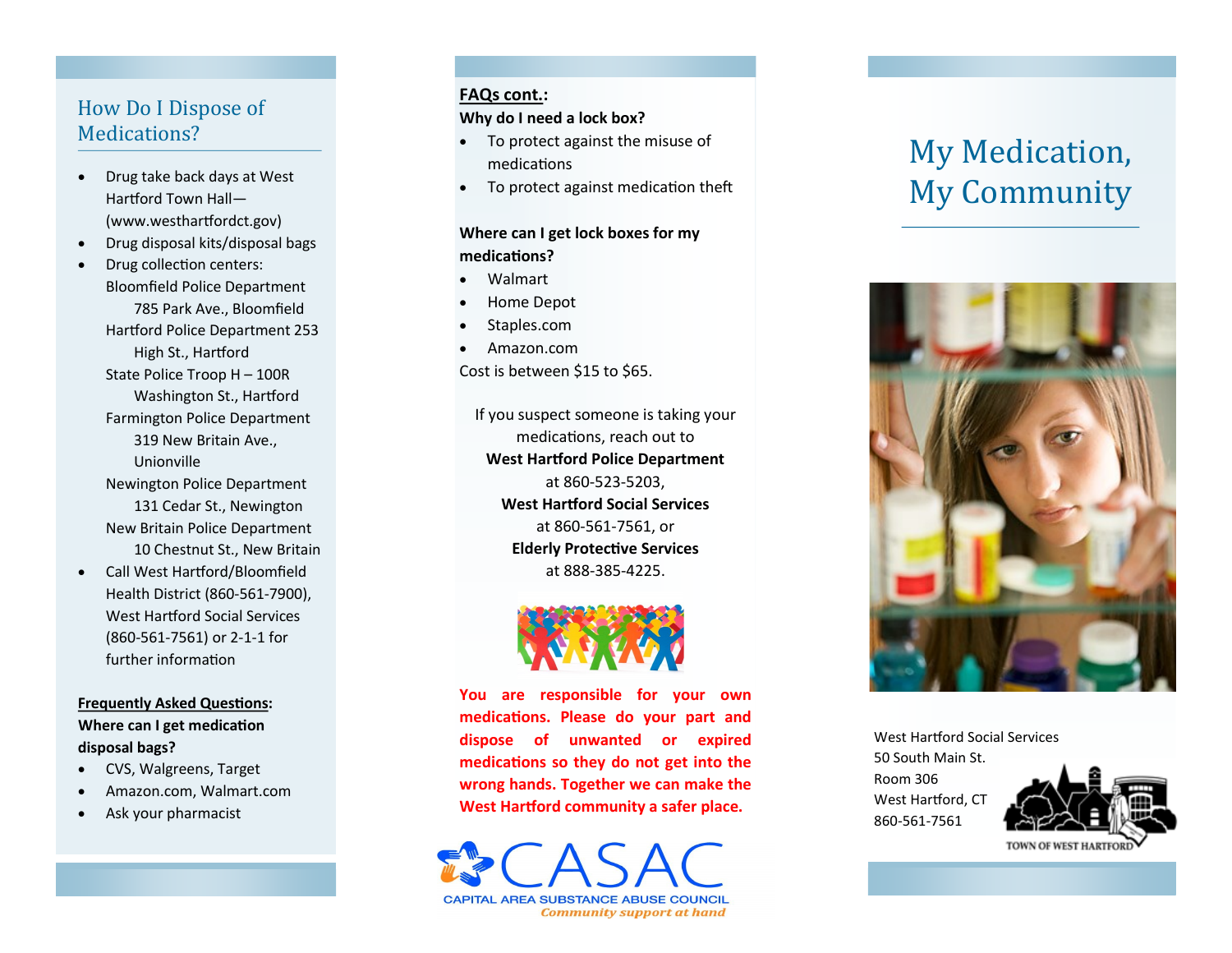## How Do I Dispose of Medications?

- Drug take back days at West Hartford Town Hall—(www.westhartfordct.gov)
- Drug disposal kits/disposal bags
- Drug collection centers:
  - Bloomfield Police Department 785 Park Ave., Bloomfield
  - Hartford Police Department 253 High St., Hartford
  - State Police Troop H – 100R Washington St., Hartford
  - Farmington Police Department 319 New Britain Ave., Unionville
  - Newington Police Department 131 Cedar St., Newington
  - New Britain Police Department 10 Chestnut St., New Britain
- Call West Hartford/Bloomfield Health District (860-561-7900), West Hartford Social Services (860-561-7561) or 2-1-1 for further information

**Frequently Asked Questions:**

**Where can I get medication disposal bags?**

- CVS, Walgreens, Target
- Amazon.com, Walmart.com
- Ask your pharmacist

**FAQs cont.:**

**Why do I need a lock box?**

- To protect against the misuse of medications
- To protect against medication theft

**Where can I get lock boxes for my medications?**

- Walmart
- Home Depot
- Staples.com
- Amazon.com

Cost is between $15 to $65.

If you suspect someone is taking your medications, reach out to
**West Hartford Police Department**
at 860-523-5203,
**West Hartford Social Services**
at 860-561-7561, or
**Elderly Protective Services**
at 888-385-4225.

**You are responsible for your own medications. Please do your part and dispose of unwanted or expired medications so they do not get into the wrong hands. Together we can make the West Hartford community a safer place.**

CASAC
CAPITAL AREA SUBSTANCE ABUSE COUNCIL
*Community support at hand*

# My Medication, My Community

West Hartford Social Services
50 South Main St.
Room 306
West Hartford, CT
860-561-7561

TOWN OF WEST HARTFORD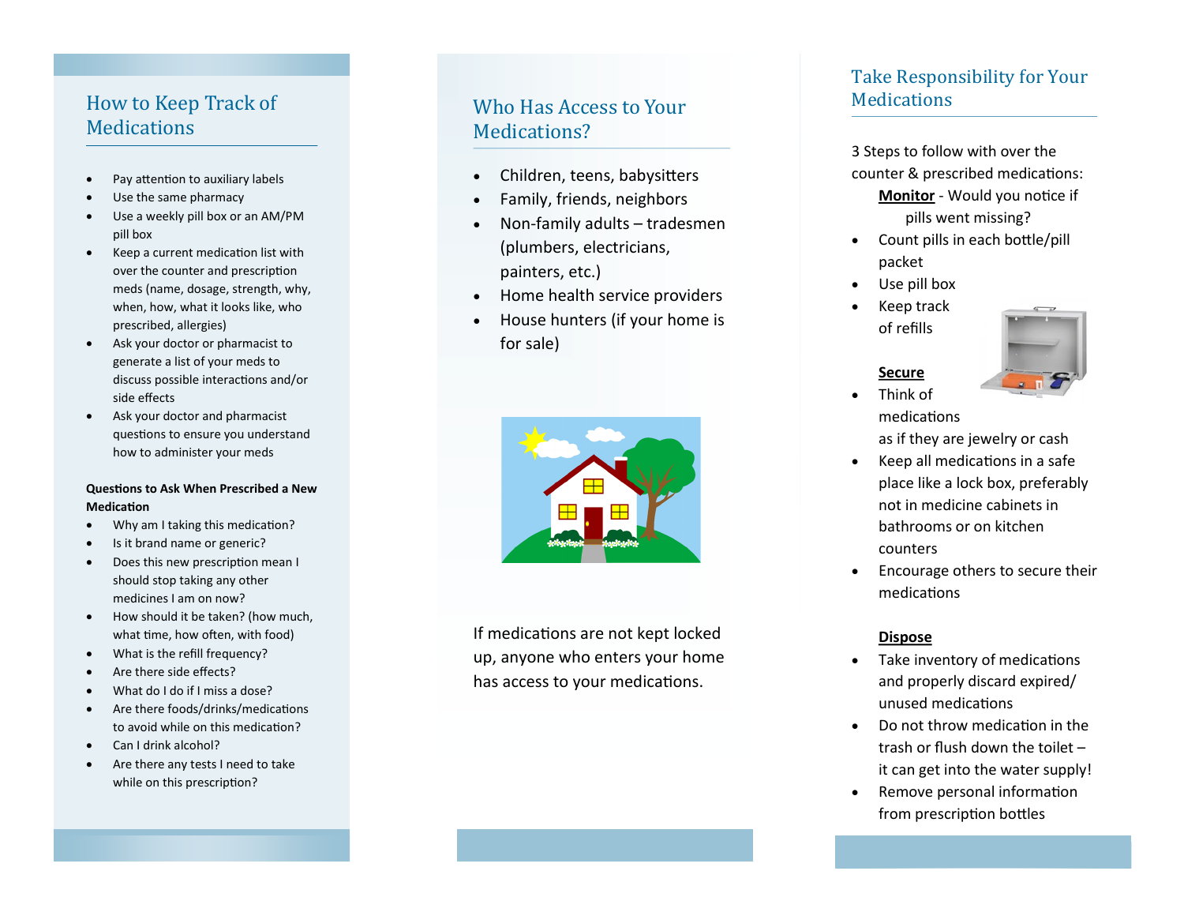## How to Keep Track of Medications

- Pay attention to auxiliary labels
- Use the same pharmacy
- Use a weekly pill box or an AM/PM pill box
- Keep a current medication list with over the counter and prescription meds (name, dosage, strength, why, when, how, what it looks like, who prescribed, allergies)
- Ask your doctor or pharmacist to generate a list of your meds to discuss possible interactions and/or side effects
- Ask your doctor and pharmacist questions to ensure you understand how to administer your meds

**Questions to Ask When Prescribed a New Medication**

- Why am I taking this medication?
- Is it brand name or generic?
- Does this new prescription mean I should stop taking any other medicines I am on now?
- How should it be taken? (how much, what time, how often, with food)
- What is the refill frequency?
- Are there side effects?
- What do I do if I miss a dose?
- Are there foods/drinks/medications to avoid while on this medication?
- Can I drink alcohol?
- Are there any tests I need to take while on this prescription?

## Who Has Access to Your Medications?

- Children, teens, babysitters
- Family, friends, neighbors
- Non-family adults – tradesmen (plumbers, electricians, painters, etc.)
- Home health service providers
- House hunters (if your home is for sale)

If medications are not kept locked up, anyone who enters your home has access to your medications.

## Take Responsibility for Your Medications

3 Steps to follow with over the counter & prescribed medications:

**Monitor** - Would you notice if pills went missing?

- Count pills in each bottle/pill packet
- Use pill box
- Keep track of refills

**Secure**

- Think of medications as if they are jewelry or cash
- Keep all medications in a safe place like a lock box, preferably not in medicine cabinets in bathrooms or on kitchen counters
- Encourage others to secure their medications

**Dispose**

- Take inventory of medications and properly discard expired/ unused medications
- Do not throw medication in the trash or flush down the toilet – it can get into the water supply!
- Remove personal information from prescription bottles